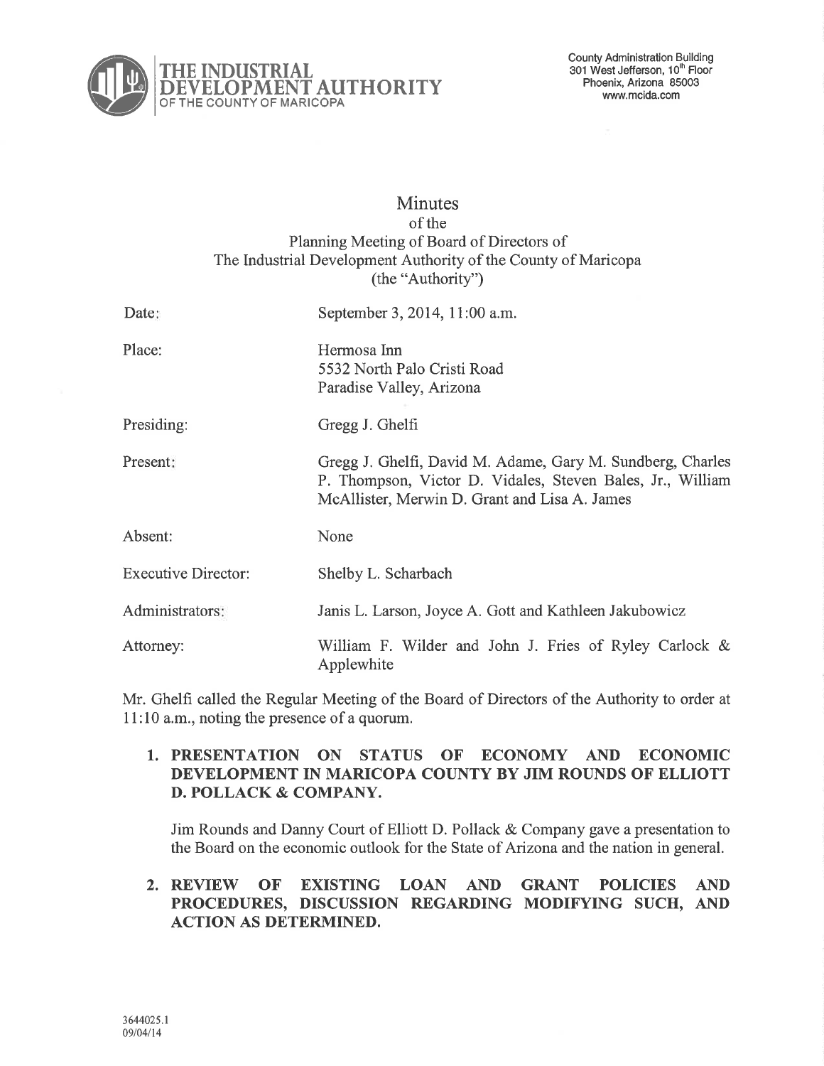**THE INDUSTRIAL DEVELOPMENT AUTHORITY**
OF THE COUNTY OF MARICOPA

County Administration Building
301 West Jefferson, 10th Floor
Phoenix, Arizona 85003
www.mcida.com

# Minutes
of the
Planning Meeting of Board of Directors of
The Industrial Development Authority of the County of Maricopa
(the "Authority")

| | |
|---|---|
| Date: | September 3, 2014, 11:00 a.m. |
| Place: | Hermosa Inn<br>5532 North Palo Cristi Road<br>Paradise Valley, Arizona |
| Presiding: | Gregg J. Ghelfi |
| Present: | Gregg J. Ghelfi, David M. Adame, Gary M. Sundberg, Charles P. Thompson, Victor D. Vidales, Steven Bales, Jr., William McAllister, Merwin D. Grant and Lisa A. James |
| Absent: | None |
| Executive Director: | Shelby L. Scharbach |
| Administrators: | Janis L. Larson, Joyce A. Gott and Kathleen Jakubowicz |
| Attorney: | William F. Wilder and John J. Fries of Ryley Carlock & Applewhite |

Mr. Ghelfi called the Regular Meeting of the Board of Directors of the Authority to order at 11:10 a.m., noting the presence of a quorum.

1. **PRESENTATION ON STATUS OF ECONOMY AND ECONOMIC DEVELOPMENT IN MARICOPA COUNTY BY JIM ROUNDS OF ELLIOTT D. POLLACK & COMPANY.**

   Jim Rounds and Danny Court of Elliott D. Pollack & Company gave a presentation to the Board on the economic outlook for the State of Arizona and the nation in general.

2. **REVIEW OF EXISTING LOAN AND GRANT POLICIES AND PROCEDURES, DISCUSSION REGARDING MODIFYING SUCH, AND ACTION AS DETERMINED.**

3644025.1
09/04/14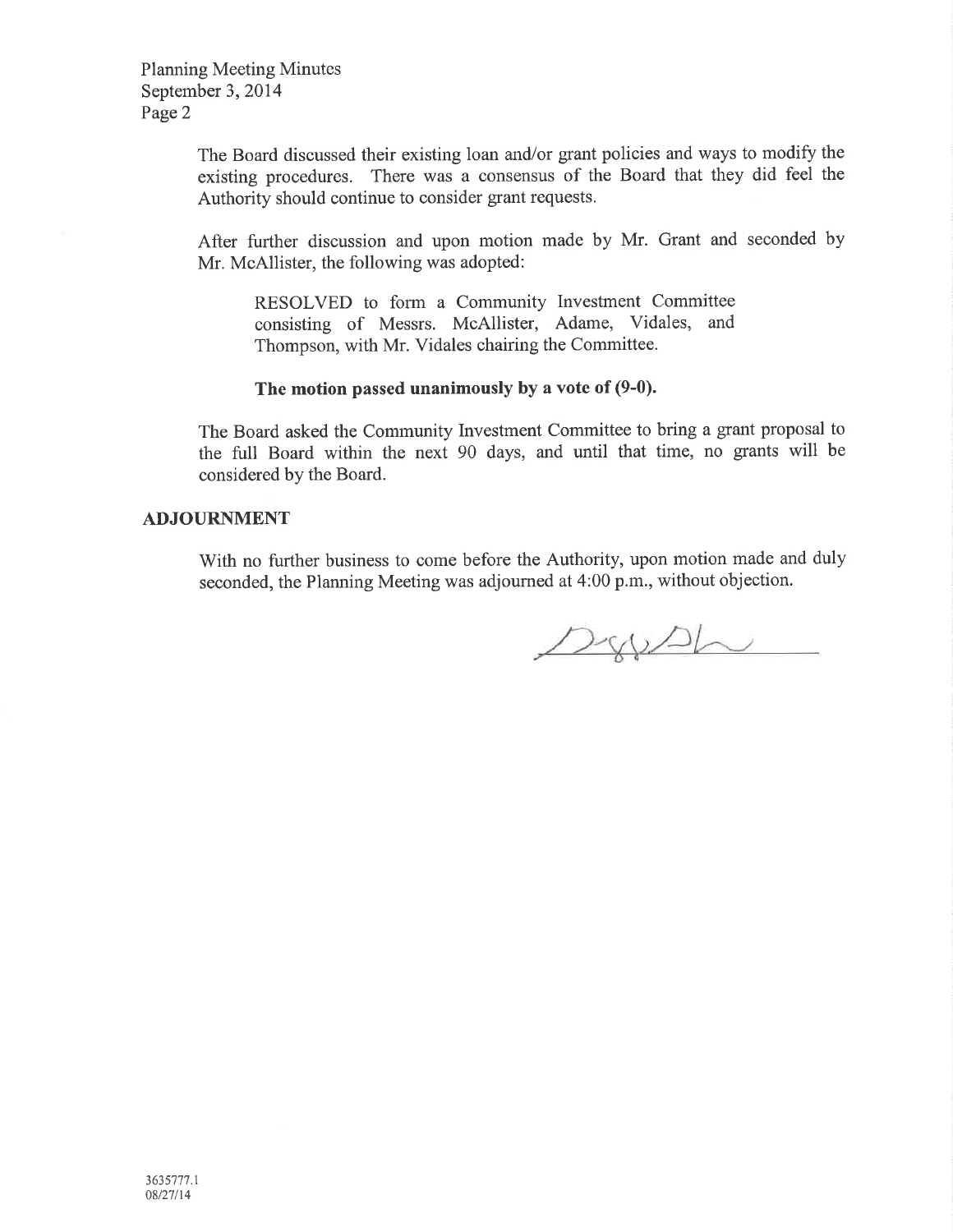The Board discussed their existing loan and/or grant policies and ways to modify the existing procedures. There was a consensus of the Board that they did feel the Authority should continue to consider grant requests.

After further discussion and upon motion made by Mr. Grant and seconded by Mr. McAllister, the following was adopted:

> RESOLVED to form a Community Investment Committee consisting of Messrs. McAllister, Adame, Vidales, and Thompson, with Mr. Vidales chairing the Committee.

**The motion passed unanimously by a vote of (9-0).**

The Board asked the Community Investment Committee to bring a grant proposal to the full Board within the next 90 days, and until that time, no grants will be considered by the Board.

## ADJOURNMENT

With no further business to come before the Authority, upon motion made and duly seconded, the Planning Meeting was adjourned at 4:00 p.m., without objection.

3635777.1
08/27/14